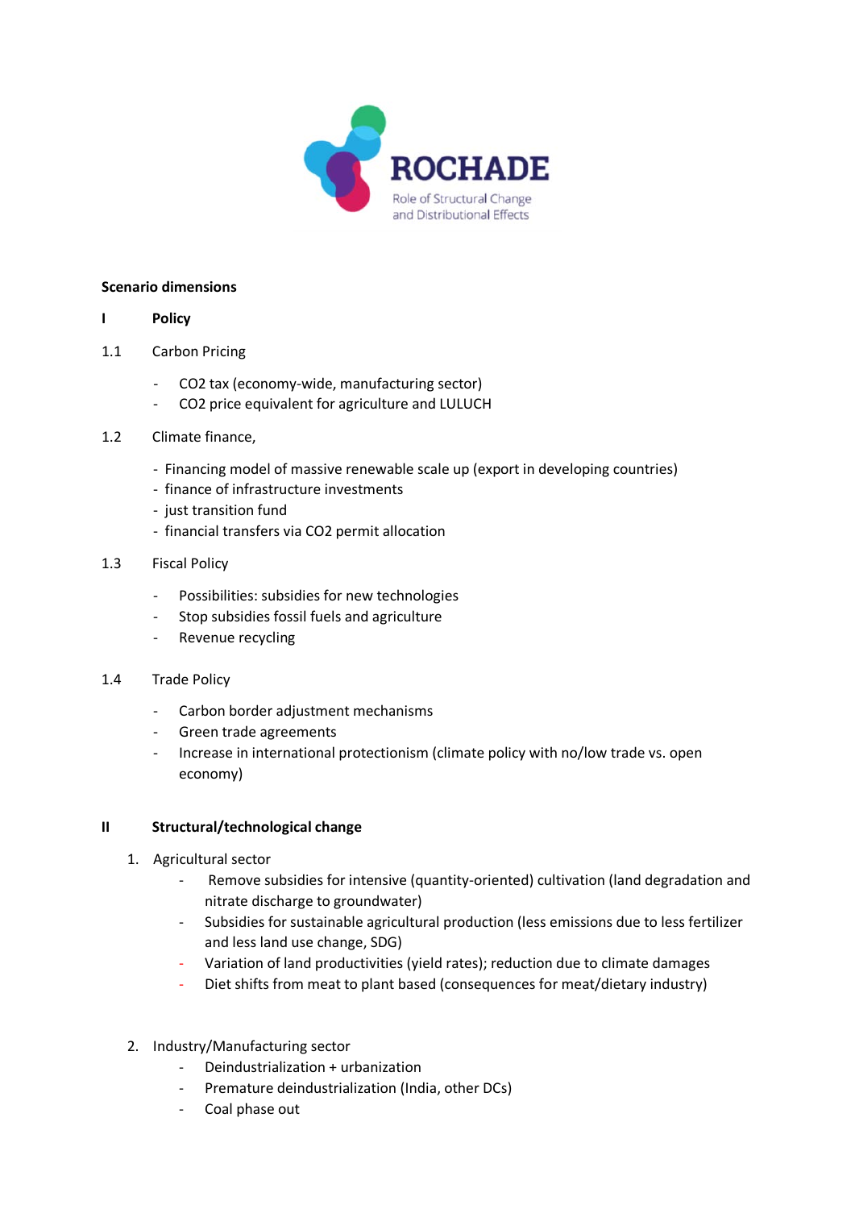ROCHADE

Role of Structural Change and Distributional Effects

**Scenario dimensions**

## I Policy

### 1.1 Carbon Pricing

- $CO_2$ tax (economy-wide, manufacturing sector)
- $CO_2$ price equivalent for agriculture and LULUCH

### 1.2 Climate finance,

- Financing model of massive renewable scale up (export in developing countries)
- finance of infrastructure investments
- just transition fund
- financial transfers via $CO_2$ permit allocation

### 1.3 Fiscal Policy

- Possibilities: subsidies for new technologies
- Stop subsidies fossil fuels and agriculture
- Revenue recycling

### 1.4 Trade Policy

- Carbon border adjustment mechanisms
- Green trade agreements
- Increase in international protectionism (climate policy with no/low trade vs. open economy)

## II Structural/technological change

1. Agricultural sector
   - Remove subsidies for intensive (quantity-oriented) cultivation (land degradation and nitrate discharge to groundwater)
   - Subsidies for sustainable agricultural production (less emissions due to less fertilizer and less land use change, SDG)
   - Variation of land productivities (yield rates); reduction due to climate damages
   - Diet shifts from meat to plant based (consequences for meat/dietary industry)

2. Industry/Manufacturing sector
   - Deindustrialization + urbanization
   - Premature deindustrialization (India, other DCs)
   - Coal phase out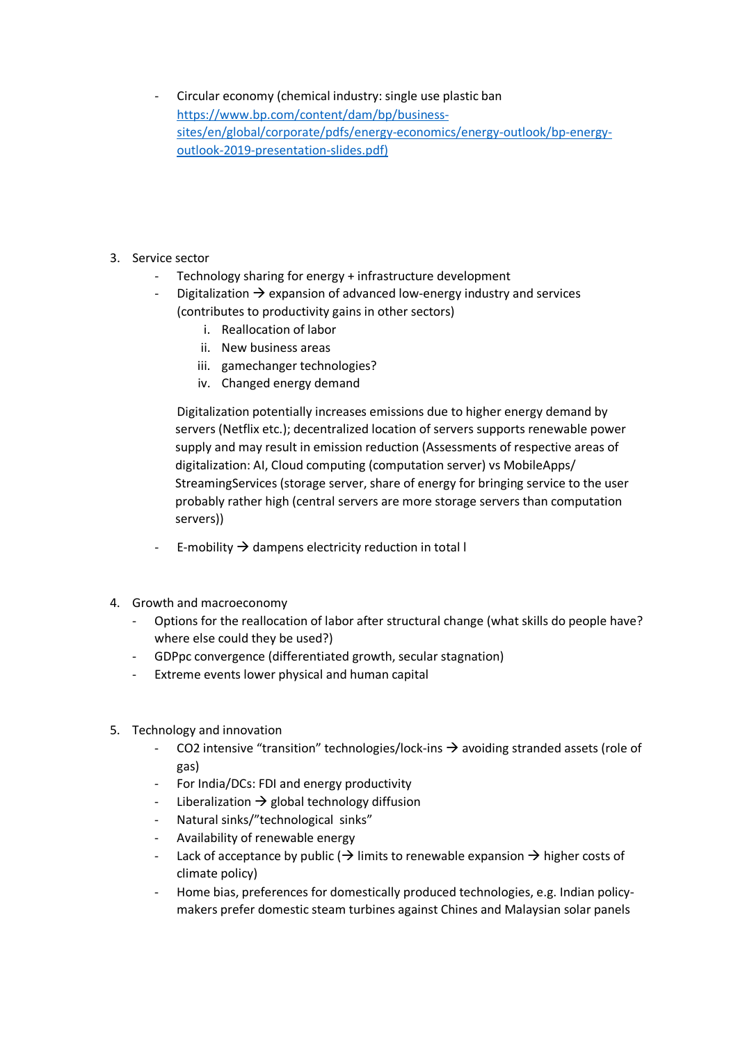- Circular economy (chemical industry: single use plastic ban [https://www.bp.com/content/dam/bp/business-sites/en/global/corporate/pdfs/energy-economics/energy-outlook/bp-energy-outlook-2019-presentation-slides.pdf)](https://www.bp.com/content/dam/bp/business-sites/en/global/corporate/pdfs/energy-economics/energy-outlook/bp-energy-outlook-2019-presentation-slides.pdf)

3. Service sector
   - Technology sharing for energy + infrastructure development
   - Digitalization → expansion of advanced low-energy industry and services (contributes to productivity gains in other sectors)
     i. Reallocation of labor
     ii. New business areas
     iii. gamechanger technologies?
     iv. Changed energy demand

     Digitalization potentially increases emissions due to higher energy demand by servers (Netflix etc.); decentralized location of servers supports renewable power supply and may result in emission reduction (Assessments of respective areas of digitalization: AI, Cloud computing (computation server) vs MobileApps/ StreamingServices (storage server, share of energy for bringing service to the user probably rather high (central servers are more storage servers than computation servers))
   - E-mobility → dampens electricity reduction in total l

4. Growth and macroeconomy
   - Options for the reallocation of labor after structural change (what skills do people have? where else could they be used?)
   - GDPpc convergence (differentiated growth, secular stagnation)
   - Extreme events lower physical and human capital

5. Technology and innovation
   - $CO_2$ intensive "transition" technologies/lock-ins → avoiding stranded assets (role of gas)
   - For India/DCs: FDI and energy productivity
   - Liberalization → global technology diffusion
   - Natural sinks/"technological sinks"
   - Availability of renewable energy
   - Lack of acceptance by public (→ limits to renewable expansion → higher costs of climate policy)
   - Home bias, preferences for domestically produced technologies, e.g. Indian policy-makers prefer domestic steam turbines against Chines and Malaysian solar panels